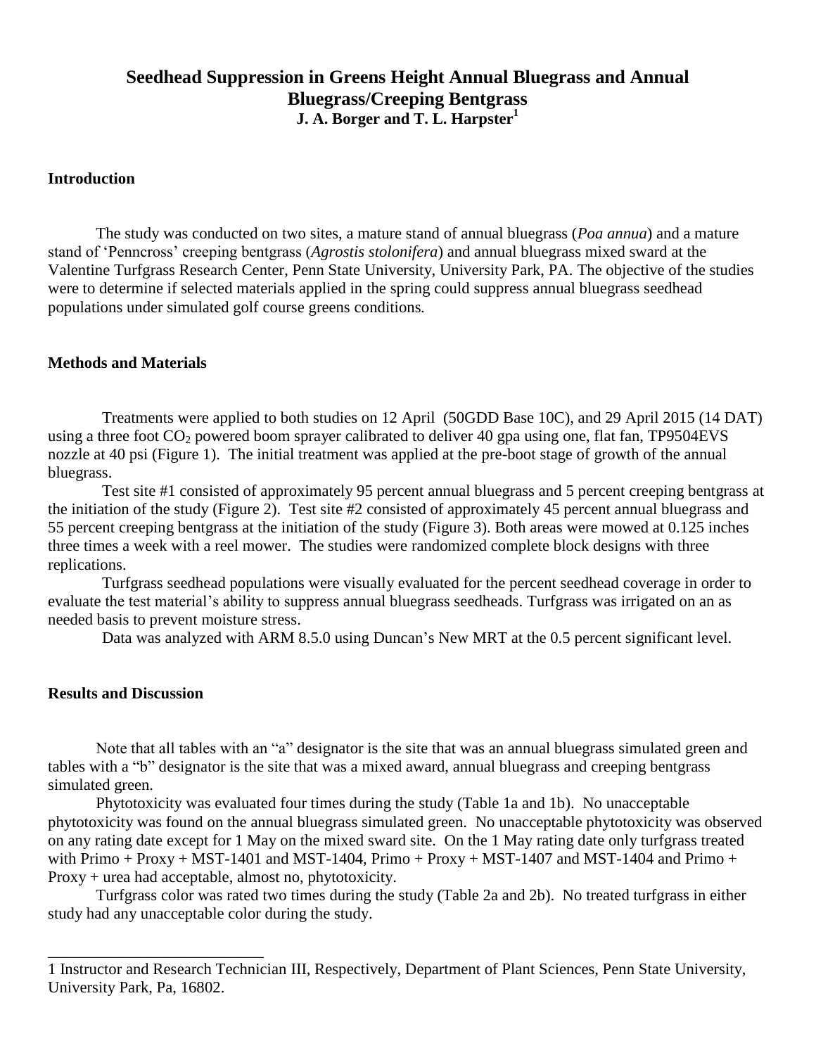# Seedhead Suppression in Greens Height Annual Bluegrass and Annual Bluegrass/Creeping Bentgrass

**J. A. Borger and T. L. Harpster[1]**

## Introduction

The study was conducted on two sites, a mature stand of annual bluegrass (*Poa annua*) and a mature stand of 'Penncross' creeping bentgrass (*Agrostis stolonifera*) and annual bluegrass mixed sward at the Valentine Turfgrass Research Center, Penn State University, University Park, PA. The objective of the studies were to determine if selected materials applied in the spring could suppress annual bluegrass seedhead populations under simulated golf course greens conditions.

## Methods and Materials

Treatments were applied to both studies on 12 April (50GDD Base 10C), and 29 April 2015 (14 DAT) using a three foot $CO_2$ powered boom sprayer calibrated to deliver 40 gpa using one, flat fan, TP9504EVS nozzle at 40 psi (Figure 1). The initial treatment was applied at the pre-boot stage of growth of the annual bluegrass.

Test site #1 consisted of approximately 95 percent annual bluegrass and 5 percent creeping bentgrass at the initiation of the study (Figure 2). Test site #2 consisted of approximately 45 percent annual bluegrass and 55 percent creeping bentgrass at the initiation of the study (Figure 3). Both areas were mowed at 0.125 inches three times a week with a reel mower. The studies were randomized complete block designs with three replications.

Turfgrass seedhead populations were visually evaluated for the percent seedhead coverage in order to evaluate the test material's ability to suppress annual bluegrass seedheads. Turfgrass was irrigated on an as needed basis to prevent moisture stress.

Data was analyzed with ARM 8.5.0 using Duncan's New MRT at the 0.5 percent significant level.

## Results and Discussion

Note that all tables with an "a" designator is the site that was an annual bluegrass simulated green and tables with a "b" designator is the site that was a mixed award, annual bluegrass and creeping bentgrass simulated green.

Phytotoxicity was evaluated four times during the study (Table 1a and 1b). No unacceptable phytotoxicity was found on the annual bluegrass simulated green. No unacceptable phytotoxicity was observed on any rating date except for 1 May on the mixed sward site. On the 1 May rating date only turfgrass treated with Primo + Proxy + MST-1401 and MST-1404, Primo + Proxy + MST-1407 and MST-1404 and Primo + Proxy + urea had acceptable, almost no, phytotoxicity.

Turfgrass color was rated two times during the study (Table 2a and 2b). No treated turfgrass in either study had any unacceptable color during the study.

---

1 Instructor and Research Technician III, Respectively, Department of Plant Sciences, Penn State University, University Park, Pa, 16802.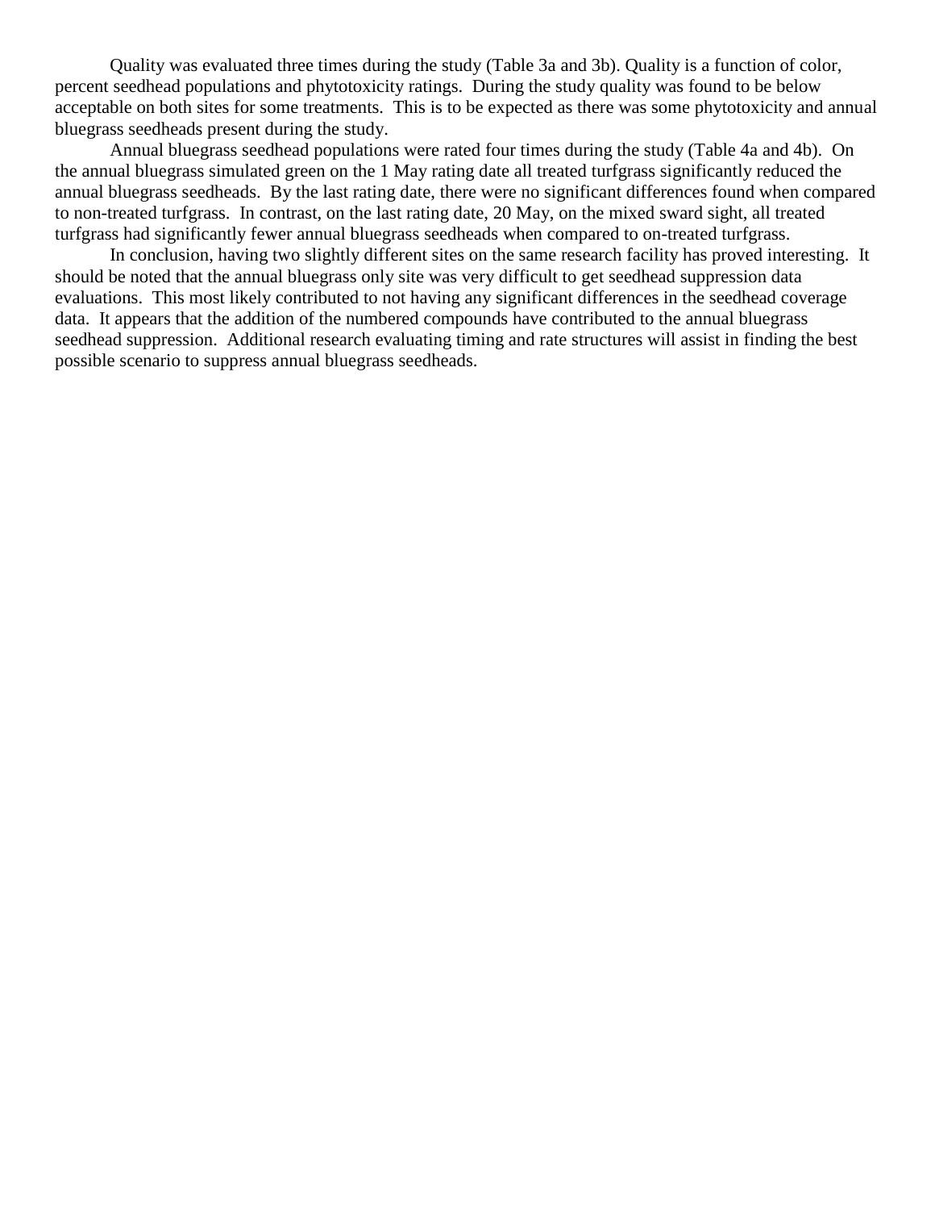Quality was evaluated three times during the study (Table 3a and 3b). Quality is a function of color, percent seedhead populations and phytotoxicity ratings. During the study quality was found to be below acceptable on both sites for some treatments. This is to be expected as there was some phytotoxicity and annual bluegrass seedheads present during the study.

Annual bluegrass seedhead populations were rated four times during the study (Table 4a and 4b). On the annual bluegrass simulated green on the 1 May rating date all treated turfgrass significantly reduced the annual bluegrass seedheads. By the last rating date, there were no significant differences found when compared to non-treated turfgrass. In contrast, on the last rating date, 20 May, on the mixed sward sight, all treated turfgrass had significantly fewer annual bluegrass seedheads when compared to on-treated turfgrass.

In conclusion, having two slightly different sites on the same research facility has proved interesting. It should be noted that the annual bluegrass only site was very difficult to get seedhead suppression data evaluations. This most likely contributed to not having any significant differences in the seedhead coverage data. It appears that the addition of the numbered compounds have contributed to the annual bluegrass seedhead suppression. Additional research evaluating timing and rate structures will assist in finding the best possible scenario to suppress annual bluegrass seedheads.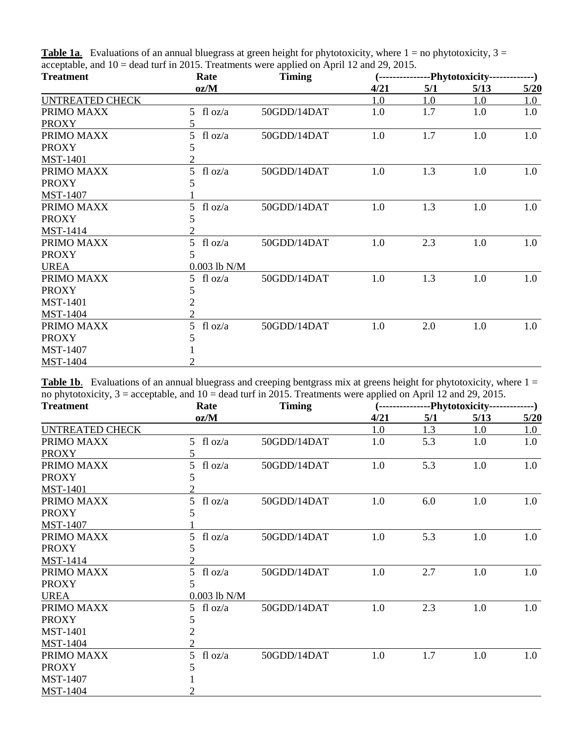**Table 1a**. Evaluations of an annual bluegrass at green height for phytotoxicity, where 1 = no phytotoxicity, 3 = acceptable, and 10 = dead turf in 2015. Treatments were applied on April 12 and 29, 2015.

| Treatment | Rate | Timing | (---------------Phytotoxicity-------------) | | | |
|---|---|---|---|---|---|---|
| | oz/M | | 4/21 | 5/1 | 5/13 | 5/20 |
| UNTREATED CHECK | | | 1.0 | 1.0 | 1.0 | 1.0 |
| PRIMO MAXX | 5 fl oz/a | 50GDD/14DAT | 1.0 | 1.7 | 1.0 | 1.0 |
| PROXY | 5 | | | | | |
| PRIMO MAXX | 5 fl oz/a | 50GDD/14DAT | 1.0 | 1.7 | 1.0 | 1.0 |
| PROXY | 5 | | | | | |
| MST-1401 | 2 | | | | | |
| PRIMO MAXX | 5 fl oz/a | 50GDD/14DAT | 1.0 | 1.3 | 1.0 | 1.0 |
| PROXY | 5 | | | | | |
| MST-1407 | 1 | | | | | |
| PRIMO MAXX | 5 fl oz/a | 50GDD/14DAT | 1.0 | 1.3 | 1.0 | 1.0 |
| PROXY | 5 | | | | | |
| MST-1414 | 2 | | | | | |
| PRIMO MAXX | 5 fl oz/a | 50GDD/14DAT | 1.0 | 2.3 | 1.0 | 1.0 |
| PROXY | 5 | | | | | |
| UREA | 0.003 lb N/M | | | | | |
| PRIMO MAXX | 5 fl oz/a | 50GDD/14DAT | 1.0 | 1.3 | 1.0 | 1.0 |
| PROXY | 5 | | | | | |
| MST-1401 | 2 | | | | | |
| MST-1404 | 2 | | | | | |
| PRIMO MAXX | 5 fl oz/a | 50GDD/14DAT | 1.0 | 2.0 | 1.0 | 1.0 |
| PROXY | 5 | | | | | |
| MST-1407 | 1 | | | | | |
| MST-1404 | 2 | | | | | |

**Table 1b**. Evaluations of an annual bluegrass and creeping bentgrass mix at greens height for phytotoxicity, where 1 = no phytotoxicity, 3 = acceptable, and 10 = dead turf in 2015. Treatments were applied on April 12 and 29, 2015.

| Treatment | Rate | Timing | (---------------Phytotoxicity-------------) | | | |
|---|---|---|---|---|---|---|
| | oz/M | | 4/21 | 5/1 | 5/13 | 5/20 |
| UNTREATED CHECK | | | 1.0 | 1.3 | 1.0 | 1.0 |
| PRIMO MAXX | 5 fl oz/a | 50GDD/14DAT | 1.0 | 5.3 | 1.0 | 1.0 |
| PROXY | 5 | | | | | |
| PRIMO MAXX | 5 fl oz/a | 50GDD/14DAT | 1.0 | 5.3 | 1.0 | 1.0 |
| PROXY | 5 | | | | | |
| MST-1401 | 2 | | | | | |
| PRIMO MAXX | 5 fl oz/a | 50GDD/14DAT | 1.0 | 6.0 | 1.0 | 1.0 |
| PROXY | 5 | | | | | |
| MST-1407 | 1 | | | | | |
| PRIMO MAXX | 5 fl oz/a | 50GDD/14DAT | 1.0 | 5.3 | 1.0 | 1.0 |
| PROXY | 5 | | | | | |
| MST-1414 | 2 | | | | | |
| PRIMO MAXX | 5 fl oz/a | 50GDD/14DAT | 1.0 | 2.7 | 1.0 | 1.0 |
| PROXY | 5 | | | | | |
| UREA | 0.003 lb N/M | | | | | |
| PRIMO MAXX | 5 fl oz/a | 50GDD/14DAT | 1.0 | 2.3 | 1.0 | 1.0 |
| PROXY | 5 | | | | | |
| MST-1401 | 2 | | | | | |
| MST-1404 | 2 | | | | | |
| PRIMO MAXX | 5 fl oz/a | 50GDD/14DAT | 1.0 | 1.7 | 1.0 | 1.0 |
| PROXY | 5 | | | | | |
| MST-1407 | 1 | | | | | |
| MST-1404 | 2 | | | | | |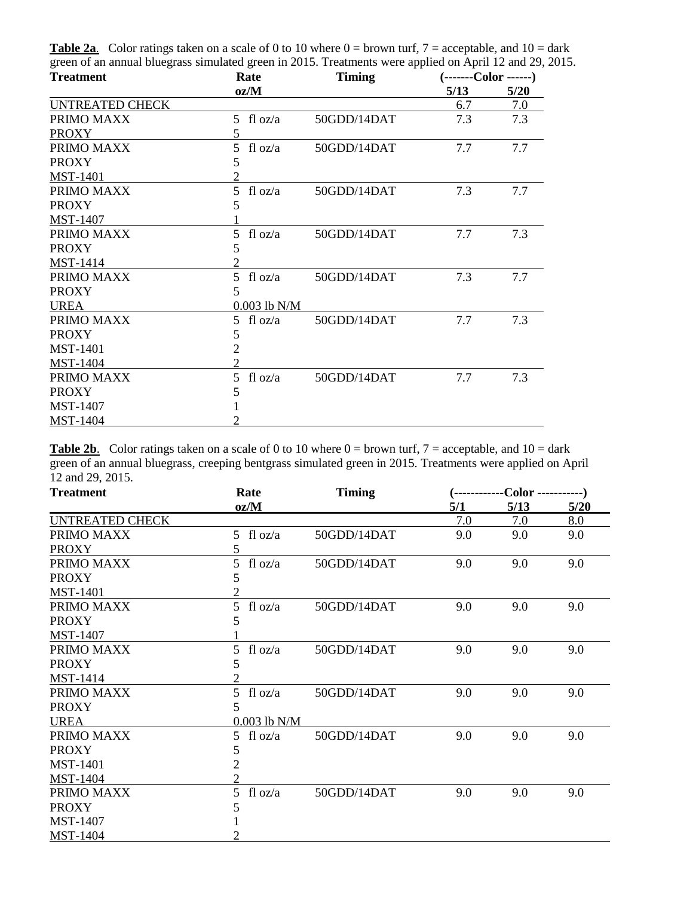**Table 2a**. Color ratings taken on a scale of 0 to 10 where 0 = brown turf, 7 = acceptable, and 10 = dark green of an annual bluegrass simulated green in 2015. Treatments were applied on April 12 and 29, 2015.

| Treatment | Rate | Timing | (-------Color ------) | |
|---|---|---|---|---|
| | oz/M | | 5/13 | 5/20 |
| UNTREATED CHECK | | | 6.7 | 7.0 |
| PRIMO MAXX | 5 fl oz/a | 50GDD/14DAT | 7.3 | 7.3 |
| PROXY | 5 | | | |
| PRIMO MAXX | 5 fl oz/a | 50GDD/14DAT | 7.7 | 7.7 |
| PROXY | 5 | | | |
| MST-1401 | 2 | | | |
| PRIMO MAXX | 5 fl oz/a | 50GDD/14DAT | 7.3 | 7.7 |
| PROXY | 5 | | | |
| MST-1407 | 1 | | | |
| PRIMO MAXX | 5 fl oz/a | 50GDD/14DAT | 7.7 | 7.3 |
| PROXY | 5 | | | |
| MST-1414 | 2 | | | |
| PRIMO MAXX | 5 fl oz/a | 50GDD/14DAT | 7.3 | 7.7 |
| PROXY | 5 | | | |
| UREA | 0.003 lb N/M | | | |
| PRIMO MAXX | 5 fl oz/a | 50GDD/14DAT | 7.7 | 7.3 |
| PROXY | 5 | | | |
| MST-1401 | 2 | | | |
| MST-1404 | 2 | | | |
| PRIMO MAXX | 5 fl oz/a | 50GDD/14DAT | 7.7 | 7.3 |
| PROXY | 5 | | | |
| MST-1407 | 1 | | | |
| MST-1404 | 2 | | | |

**Table 2b**. Color ratings taken on a scale of 0 to 10 where 0 = brown turf, 7 = acceptable, and 10 = dark green of an annual bluegrass, creeping bentgrass simulated green in 2015. Treatments were applied on April 12 and 29, 2015.

| Treatment | Rate | Timing | (------------Color -----------) | | |
|---|---|---|---|---|---|
| | oz/M | | 5/1 | 5/13 | 5/20 |
| UNTREATED CHECK | | | 7.0 | 7.0 | 8.0 |
| PRIMO MAXX | 5 fl oz/a | 50GDD/14DAT | 9.0 | 9.0 | 9.0 |
| PROXY | 5 | | | | |
| PRIMO MAXX | 5 fl oz/a | 50GDD/14DAT | 9.0 | 9.0 | 9.0 |
| PROXY | 5 | | | | |
| MST-1401 | 2 | | | | |
| PRIMO MAXX | 5 fl oz/a | 50GDD/14DAT | 9.0 | 9.0 | 9.0 |
| PROXY | 5 | | | | |
| MST-1407 | 1 | | | | |
| PRIMO MAXX | 5 fl oz/a | 50GDD/14DAT | 9.0 | 9.0 | 9.0 |
| PROXY | 5 | | | | |
| MST-1414 | 2 | | | | |
| PRIMO MAXX | 5 fl oz/a | 50GDD/14DAT | 9.0 | 9.0 | 9.0 |
| PROXY | 5 | | | | |
| UREA | 0.003 lb N/M | | | | |
| PRIMO MAXX | 5 fl oz/a | 50GDD/14DAT | 9.0 | 9.0 | 9.0 |
| PROXY | 5 | | | | |
| MST-1401 | 2 | | | | |
| MST-1404 | 2 | | | | |
| PRIMO MAXX | 5 fl oz/a | 50GDD/14DAT | 9.0 | 9.0 | 9.0 |
| PROXY | 5 | | | | |
| MST-1407 | 1 | | | | |
| MST-1404 | 2 | | | | |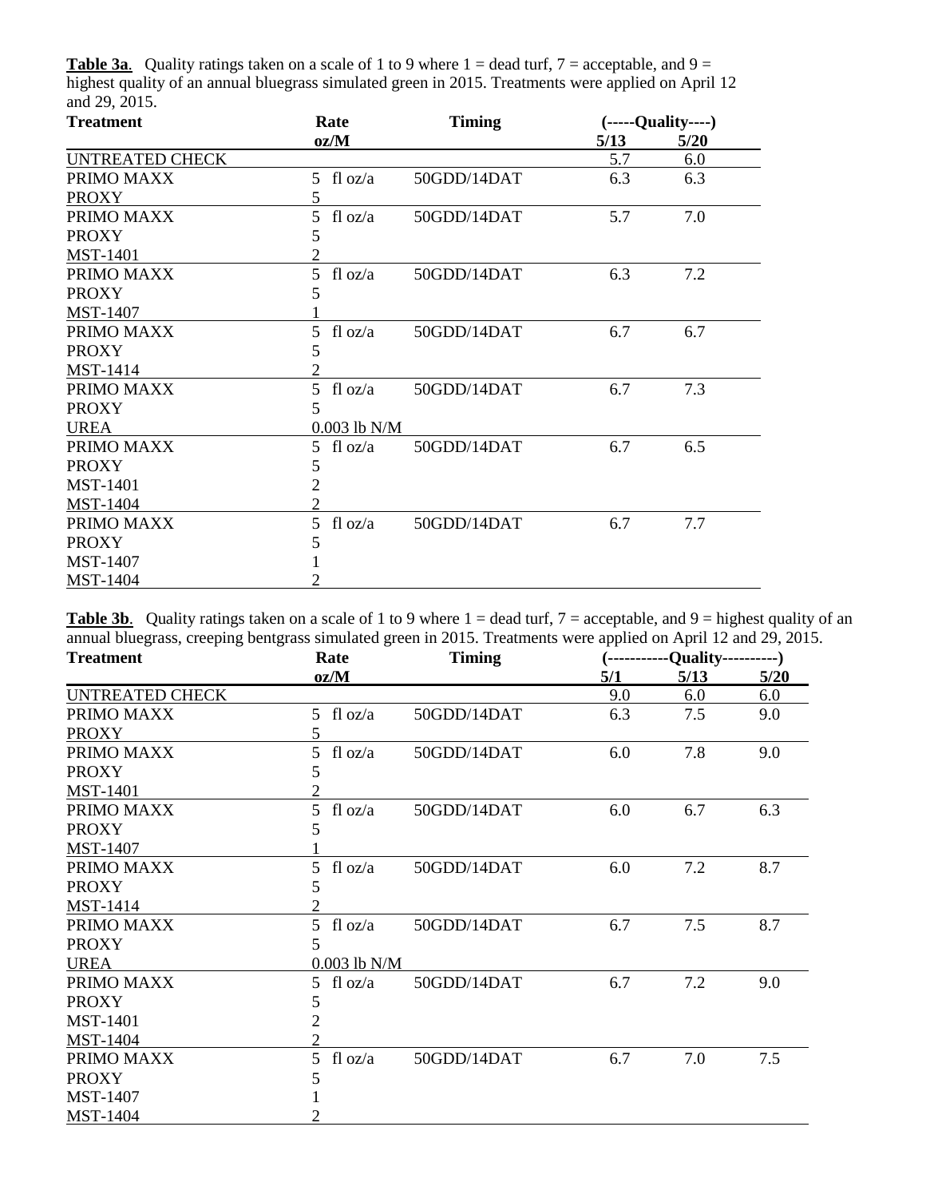**Table 3a**. Quality ratings taken on a scale of 1 to 9 where 1 = dead turf, 7 = acceptable, and 9 = highest quality of an annual bluegrass simulated green in 2015. Treatments were applied on April 12 and 29, 2015.

| Treatment | Rate | Timing | (-----Quality----) | |
|---|---|---|---|---|
| | oz/M | | 5/13 | 5/20 |
| UNTREATED CHECK | | | 5.7 | 6.0 |
| PRIMO MAXX | 5 fl oz/a | 50GDD/14DAT | 6.3 | 6.3 |
| PROXY | 5 | | | |
| PRIMO MAXX | 5 fl oz/a | 50GDD/14DAT | 5.7 | 7.0 |
| PROXY | 5 | | | |
| MST-1401 | 2 | | | |
| PRIMO MAXX | 5 fl oz/a | 50GDD/14DAT | 6.3 | 7.2 |
| PROXY | 5 | | | |
| MST-1407 | 1 | | | |
| PRIMO MAXX | 5 fl oz/a | 50GDD/14DAT | 6.7 | 6.7 |
| PROXY | 5 | | | |
| MST-1414 | 2 | | | |
| PRIMO MAXX | 5 fl oz/a | 50GDD/14DAT | 6.7 | 7.3 |
| PROXY | 5 | | | |
| UREA | 0.003 lb N/M | | | |
| PRIMO MAXX | 5 fl oz/a | 50GDD/14DAT | 6.7 | 6.5 |
| PROXY | 5 | | | |
| MST-1401 | 2 | | | |
| MST-1404 | 2 | | | |
| PRIMO MAXX | 5 fl oz/a | 50GDD/14DAT | 6.7 | 7.7 |
| PROXY | 5 | | | |
| MST-1407 | 1 | | | |
| MST-1404 | 2 | | | |

**Table 3b**. Quality ratings taken on a scale of 1 to 9 where 1 = dead turf, 7 = acceptable, and 9 = highest quality of an annual bluegrass, creeping bentgrass simulated green in 2015. Treatments were applied on April 12 and 29, 2015.

| Treatment | Rate | Timing | (-----------Quality----------) | | |
|---|---|---|---|---|---|
| | oz/M | | 5/1 | 5/13 | 5/20 |
| UNTREATED CHECK | | | 9.0 | 6.0 | 6.0 |
| PRIMO MAXX | 5 fl oz/a | 50GDD/14DAT | 6.3 | 7.5 | 9.0 |
| PROXY | 5 | | | | |
| PRIMO MAXX | 5 fl oz/a | 50GDD/14DAT | 6.0 | 7.8 | 9.0 |
| PROXY | 5 | | | | |
| MST-1401 | 2 | | | | |
| PRIMO MAXX | 5 fl oz/a | 50GDD/14DAT | 6.0 | 6.7 | 6.3 |
| PROXY | 5 | | | | |
| MST-1407 | 1 | | | | |
| PRIMO MAXX | 5 fl oz/a | 50GDD/14DAT | 6.0 | 7.2 | 8.7 |
| PROXY | 5 | | | | |
| MST-1414 | 2 | | | | |
| PRIMO MAXX | 5 fl oz/a | 50GDD/14DAT | 6.7 | 7.5 | 8.7 |
| PROXY | 5 | | | | |
| UREA | 0.003 lb N/M | | | | |
| PRIMO MAXX | 5 fl oz/a | 50GDD/14DAT | 6.7 | 7.2 | 9.0 |
| PROXY | 5 | | | | |
| MST-1401 | 2 | | | | |
| MST-1404 | 2 | | | | |
| PRIMO MAXX | 5 fl oz/a | 50GDD/14DAT | 6.7 | 7.0 | 7.5 |
| PROXY | 5 | | | | |
| MST-1407 | 1 | | | | |
| MST-1404 | 2 | | | | |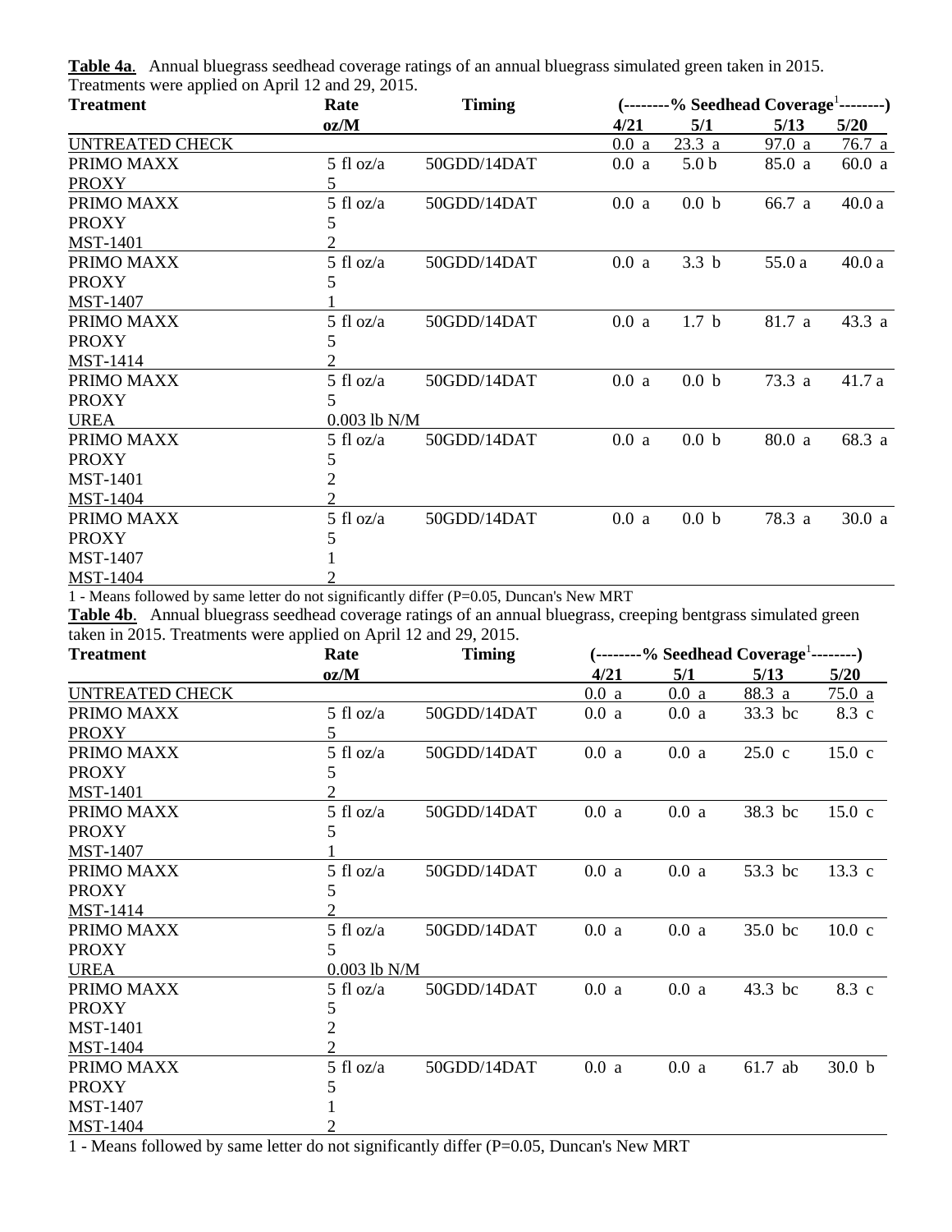**Table 4a**. Annual bluegrass seedhead coverage ratings of an annual bluegrass simulated green taken in 2015. Treatments were applied on April 12 and 29, 2015.

| Treatment | Rate | Timing | (--------% Seedhead Coverage[1]--------) | | | |
|---|---|---|---|---|---|---|
| | oz/M | | 4/21 | 5/1 | 5/13 | 5/20 |
| UNTREATED CHECK | | | 0.0 a | 23.3 a | 97.0 a | 76.7 a |
| PRIMO MAXX | 5 fl oz/a | 50GDD/14DAT | 0.0 a | 5.0 b | 85.0 a | 60.0 a |
| PROXY | 5 | | | | | |
| PRIMO MAXX | 5 fl oz/a | 50GDD/14DAT | 0.0 a | 0.0 b | 66.7 a | 40.0 a |
| PROXY | 5 | | | | | |
| MST-1401 | 2 | | | | | |
| PRIMO MAXX | 5 fl oz/a | 50GDD/14DAT | 0.0 a | 3.3 b | 55.0 a | 40.0 a |
| PROXY | 5 | | | | | |
| MST-1407 | 1 | | | | | |
| PRIMO MAXX | 5 fl oz/a | 50GDD/14DAT | 0.0 a | 1.7 b | 81.7 a | 43.3 a |
| PROXY | 5 | | | | | |
| MST-1414 | 2 | | | | | |
| PRIMO MAXX | 5 fl oz/a | 50GDD/14DAT | 0.0 a | 0.0 b | 73.3 a | 41.7 a |
| PROXY | 5 | | | | | |
| UREA | 0.003 lb N/M | | | | | |
| PRIMO MAXX | 5 fl oz/a | 50GDD/14DAT | 0.0 a | 0.0 b | 80.0 a | 68.3 a |
| PROXY | 5 | | | | | |
| MST-1401 | 2 | | | | | |
| MST-1404 | 2 | | | | | |
| PRIMO MAXX | 5 fl oz/a | 50GDD/14DAT | 0.0 a | 0.0 b | 78.3 a | 30.0 a |
| PROXY | 5 | | | | | |
| MST-1407 | 1 | | | | | |
| MST-1404 | 2 | | | | | |

1 - Means followed by same letter do not significantly differ (P=0.05, Duncan's New MRT

**Table 4b**. Annual bluegrass seedhead coverage ratings of an annual bluegrass, creeping bentgrass simulated green taken in 2015. Treatments were applied on April 12 and 29, 2015.

| Treatment | Rate | Timing | (--------% Seedhead Coverage[1]--------) | | | |
|---|---|---|---|---|---|---|
| | oz/M | | 4/21 | 5/1 | 5/13 | 5/20 |
| UNTREATED CHECK | | | 0.0 a | 0.0 a | 88.3 a | 75.0 a |
| PRIMO MAXX | 5 fl oz/a | 50GDD/14DAT | 0.0 a | 0.0 a | 33.3 bc | 8.3 c |
| PROXY | 5 | | | | | |
| PRIMO MAXX | 5 fl oz/a | 50GDD/14DAT | 0.0 a | 0.0 a | 25.0 c | 15.0 c |
| PROXY | 5 | | | | | |
| MST-1401 | 2 | | | | | |
| PRIMO MAXX | 5 fl oz/a | 50GDD/14DAT | 0.0 a | 0.0 a | 38.3 bc | 15.0 c |
| PROXY | 5 | | | | | |
| MST-1407 | 1 | | | | | |
| PRIMO MAXX | 5 fl oz/a | 50GDD/14DAT | 0.0 a | 0.0 a | 53.3 bc | 13.3 c |
| PROXY | 5 | | | | | |
| MST-1414 | 2 | | | | | |
| PRIMO MAXX | 5 fl oz/a | 50GDD/14DAT | 0.0 a | 0.0 a | 35.0 bc | 10.0 c |
| PROXY | 5 | | | | | |
| UREA | 0.003 lb N/M | | | | | |
| PRIMO MAXX | 5 fl oz/a | 50GDD/14DAT | 0.0 a | 0.0 a | 43.3 bc | 8.3 c |
| PROXY | 5 | | | | | |
| MST-1401 | 2 | | | | | |
| MST-1404 | 2 | | | | | |
| PRIMO MAXX | 5 fl oz/a | 50GDD/14DAT | 0.0 a | 0.0 a | 61.7 ab | 30.0 b |
| PROXY | 5 | | | | | |
| MST-1407 | 1 | | | | | |
| MST-1404 | 2 | | | | | |

1 - Means followed by same letter do not significantly differ (P=0.05, Duncan's New MRT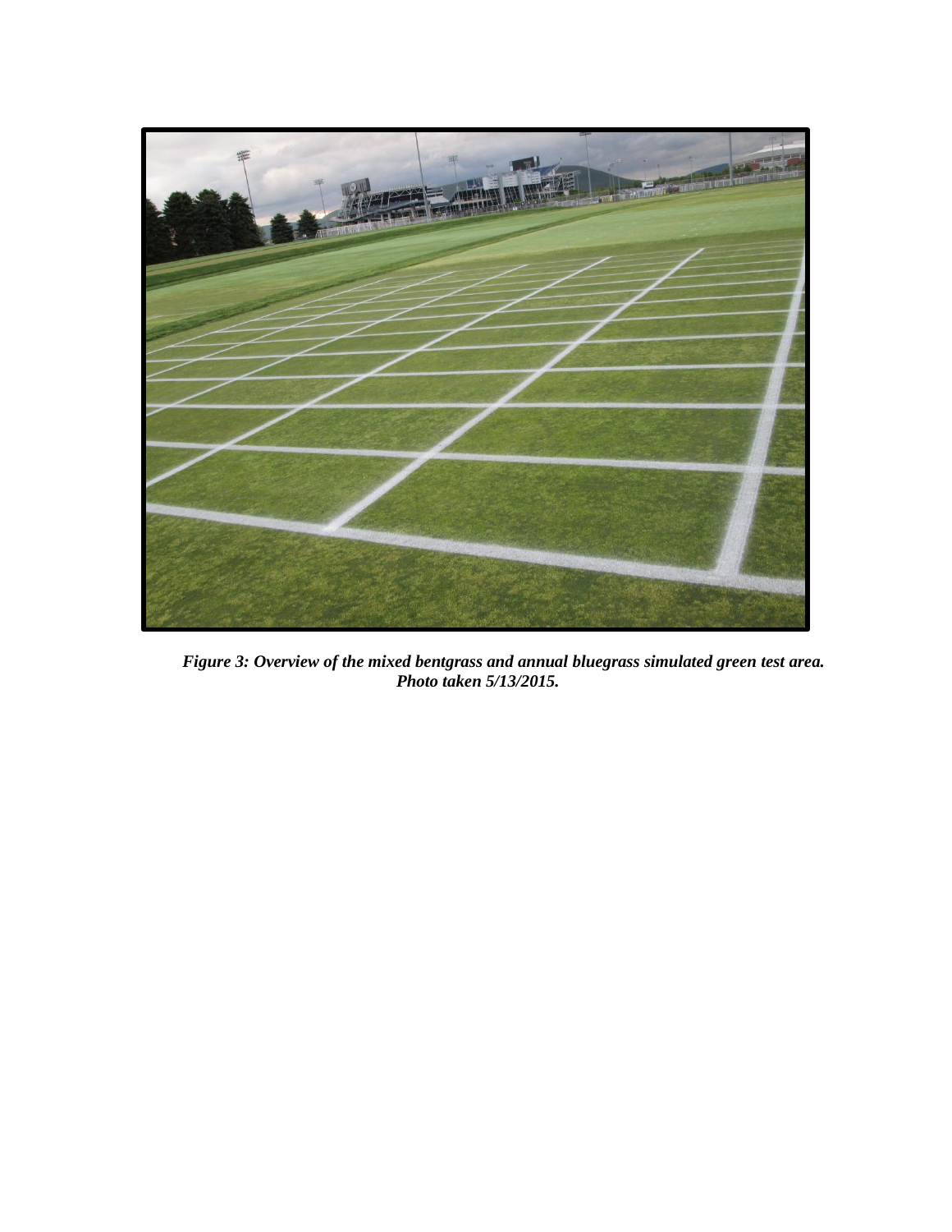*Figure 3: Overview of the mixed bentgrass and annual bluegrass simulated green test area. Photo taken 5/13/2015.*